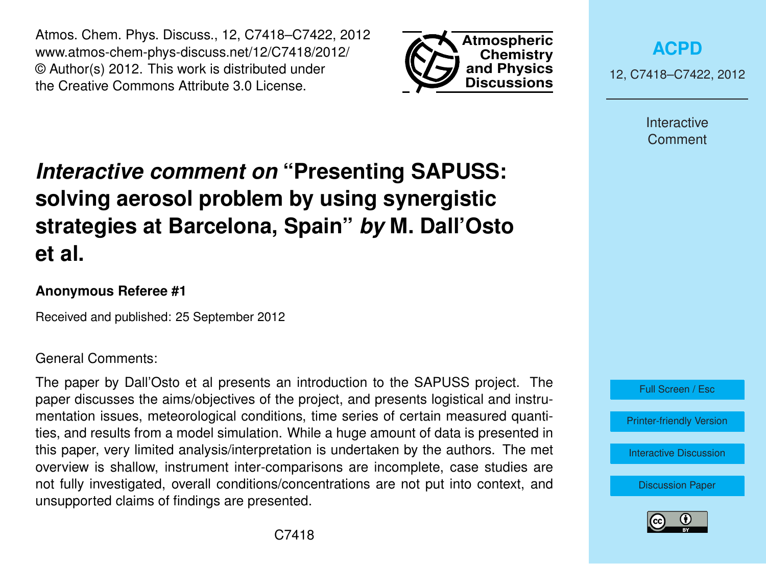# *Interactive comment on* "Presenting SAPUSS: solving aerosol problem by using synergistic strategies at Barcelona, Spain" *by* M. Dall'Osto et al.

**Anonymous Referee #1**

Received and published: 25 September 2012

General Comments:

The paper by Dall'Osto et al presents an introduction to the SAPUSS project. The paper discusses the aims/objectives of the project, and presents logistical and instrumentation issues, meteorological conditions, time series of certain measured quantities, and results from a model simulation. While a huge amount of data is presented in this paper, very limited analysis/interpretation is undertaken by the authors. The met overview is shallow, instrument inter-comparisons are incomplete, case studies are not fully investigated, overall conditions/concentrations are not put into context, and unsupported claims of findings are presented.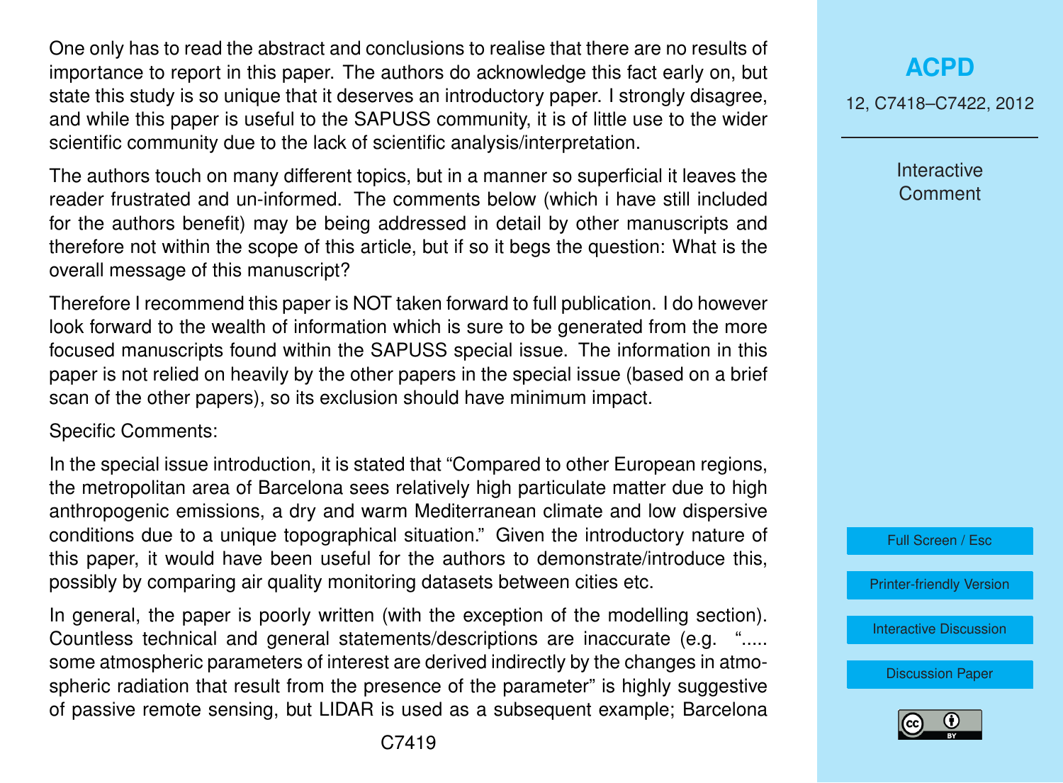One only has to read the abstract and conclusions to realise that there are no results of importance to report in this paper. The authors do acknowledge this fact early on, but state this study is so unique that it deserves an introductory paper. I strongly disagree, and while this paper is useful to the SAPUSS community, it is of little use to the wider scientific community due to the lack of scientific analysis/interpretation.

The authors touch on many different topics, but in a manner so superficial it leaves the reader frustrated and un-informed. The comments below (which i have still included for the authors benefit) may be being addressed in detail by other manuscripts and therefore not within the scope of this article, but if so it begs the question: What is the overall message of this manuscript?

Therefore I recommend this paper is NOT taken forward to full publication. I do however look forward to the wealth of information which is sure to be generated from the more focused manuscripts found within the SAPUSS special issue. The information in this paper is not relied on heavily by the other papers in the special issue (based on a brief scan of the other papers), so its exclusion should have minimum impact.

Specific Comments:

In the special issue introduction, it is stated that "Compared to other European regions, the metropolitan area of Barcelona sees relatively high particulate matter due to high anthropogenic emissions, a dry and warm Mediterranean climate and low dispersive conditions due to a unique topographical situation." Given the introductory nature of this paper, it would have been useful for the authors to demonstrate/introduce this, possibly by comparing air quality monitoring datasets between cities etc.

In general, the paper is poorly written (with the exception of the modelling section). Countless technical and general statements/descriptions are inaccurate (e.g. "..... some atmospheric parameters of interest are derived indirectly by the changes in atmospheric radiation that result from the presence of the parameter" is highly suggestive of passive remote sensing, but LIDAR is used as a subsequent example; Barcelona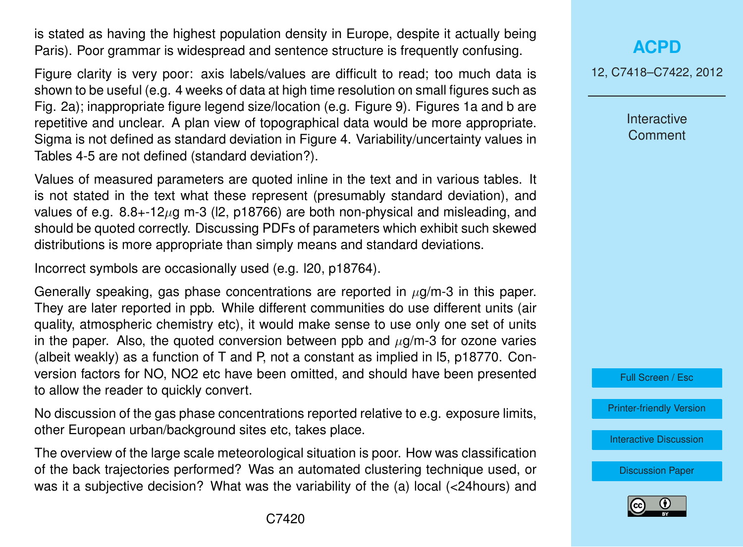is stated as having the highest population density in Europe, despite it actually being Paris). Poor grammar is widespread and sentence structure is frequently confusing.

Figure clarity is very poor: axis labels/values are difficult to read; too much data is shown to be useful (e.g. 4 weeks of data at high time resolution on small figures such as Fig. 2a); inappropriate figure legend size/location (e.g. Figure 9). Figures 1a and b are repetitive and unclear. A plan view of topographical data would be more appropriate. Sigma is not defined as standard deviation in Figure 4. Variability/uncertainty values in Tables 4-5 are not defined (standard deviation?).

Values of measured parameters are quoted inline in the text and in various tables. It is not stated in the text what these represent (presumably standard deviation), and values of e.g. 8.8+-12$\mu$g m-3 (l2, p18766) are both non-physical and misleading, and should be quoted correctly. Discussing PDFs of parameters which exhibit such skewed distributions is more appropriate than simply means and standard deviations.

Incorrect symbols are occasionally used (e.g. l20, p18764).

Generally speaking, gas phase concentrations are reported in $\mu$g/m-3 in this paper. They are later reported in ppb. While different communities do use different units (air quality, atmospheric chemistry etc), it would make sense to use only one set of units in the paper. Also, the quoted conversion between ppb and $\mu$g/m-3 for ozone varies (albeit weakly) as a function of T and P, not a constant as implied in l5, p18770. Conversion factors for NO, NO2 etc have been omitted, and should have been presented to allow the reader to quickly convert.

No discussion of the gas phase concentrations reported relative to e.g. exposure limits, other European urban/background sites etc, takes place.

The overview of the large scale meteorological situation is poor. How was classification of the back trajectories performed? Was an automated clustering technique used, or was it a subjective decision? What was the variability of the (a) local (<24hours) and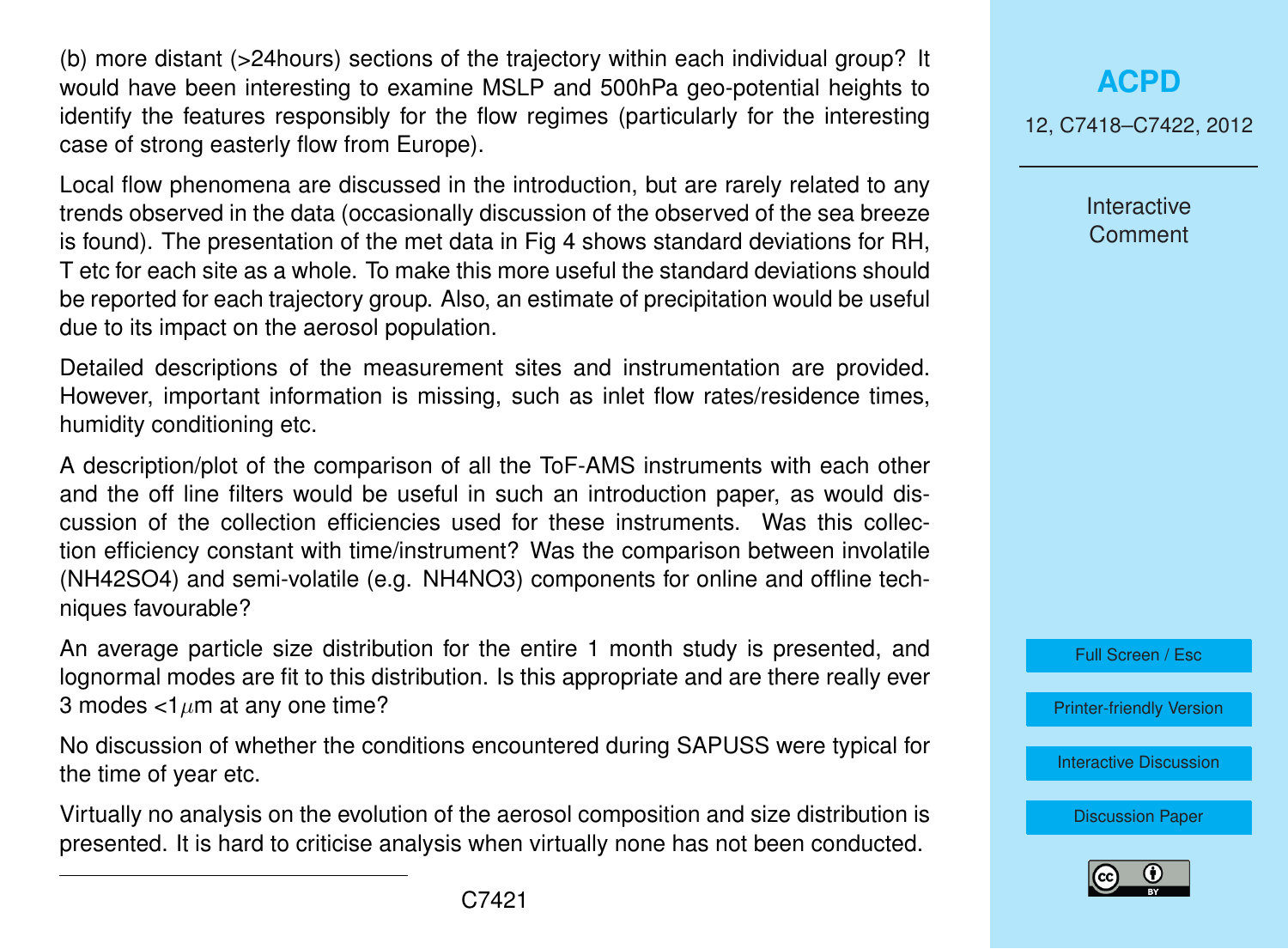(b) more distant (>24hours) sections of the trajectory within each individual group? It would have been interesting to examine MSLP and 500hPa geo-potential heights to identify the features responsibly for the flow regimes (particularly for the interesting case of strong easterly flow from Europe).

Local flow phenomena are discussed in the introduction, but are rarely related to any trends observed in the data (occasionally discussion of the observed of the sea breeze is found). The presentation of the met data in Fig 4 shows standard deviations for RH, T etc for each site as a whole. To make this more useful the standard deviations should be reported for each trajectory group. Also, an estimate of precipitation would be useful due to its impact on the aerosol population.

Detailed descriptions of the measurement sites and instrumentation are provided. However, important information is missing, such as inlet flow rates/residence times, humidity conditioning etc.

A description/plot of the comparison of all the ToF-AMS instruments with each other and the off line filters would be useful in such an introduction paper, as would discussion of the collection efficiencies used for these instruments. Was this collection efficiency constant with time/instrument? Was the comparison between involatile (NH42SO4) and semi-volatile (e.g. NH4NO3) components for online and offline techniques favourable?

An average particle size distribution for the entire 1 month study is presented, and lognormal modes are fit to this distribution. Is this appropriate and are there really ever 3 modes <1$\mu$m at any one time?

No discussion of whether the conditions encountered during SAPUSS were typical for the time of year etc.

Virtually no analysis on the evolution of the aerosol composition and size distribution is presented. It is hard to criticise analysis when virtually none has not been conducted.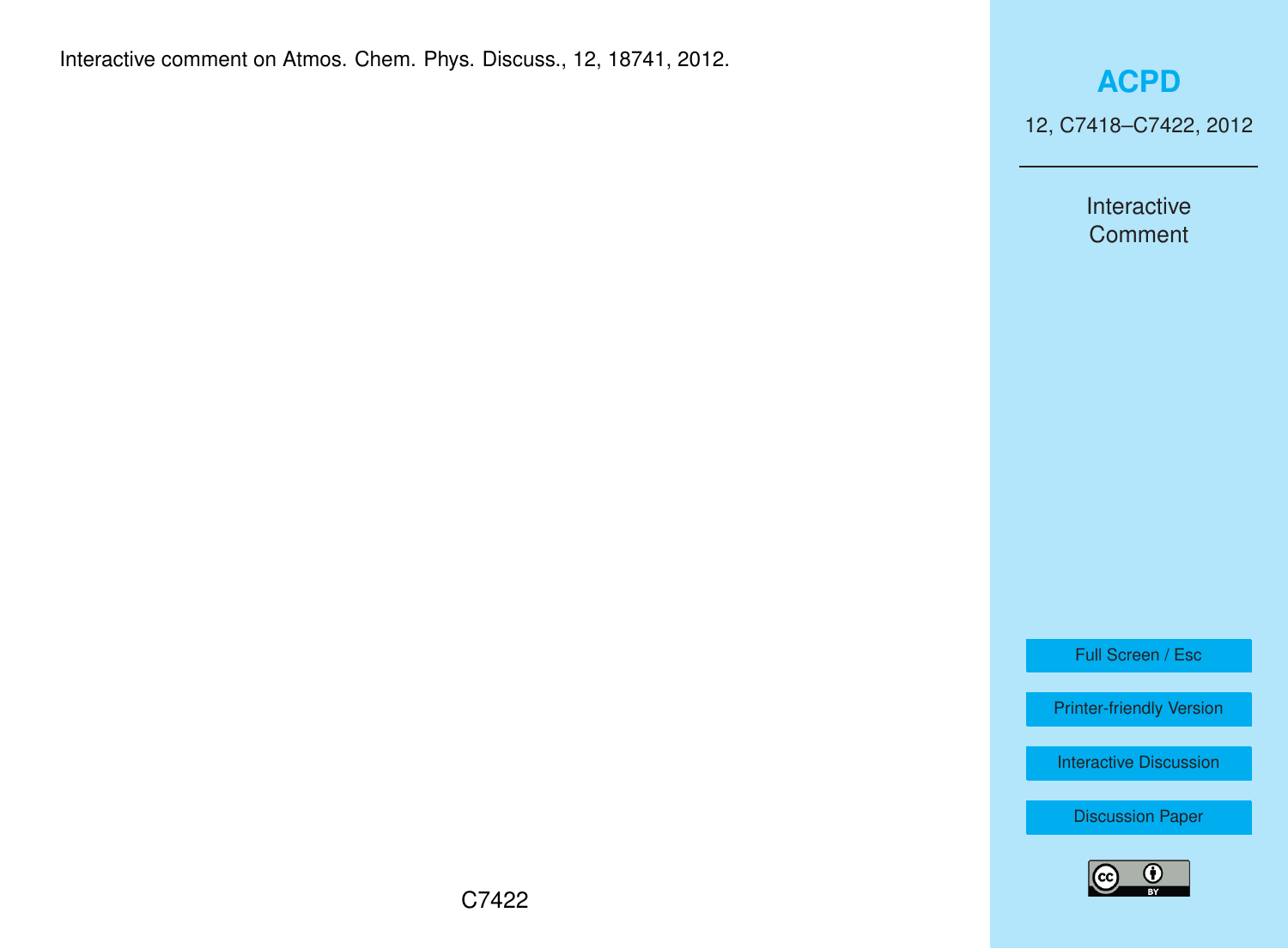Interactive comment on Atmos. Chem. Phys. Discuss., 12, 18741, 2012.